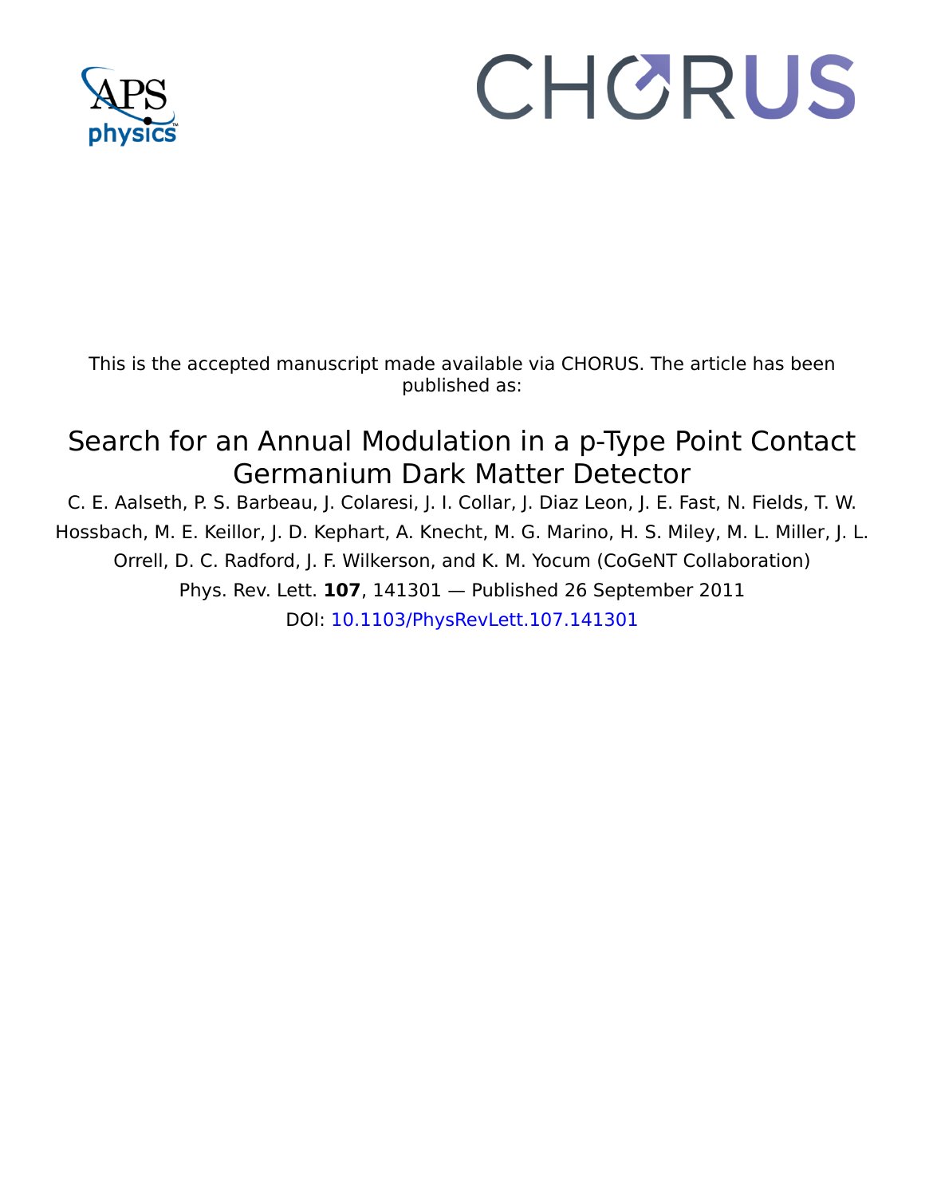This is the accepted manuscript made available via CHORUS. The article has been published as:

# Search for an Annual Modulation in a p-Type Point Contact Germanium Dark Matter Detector

C. E. Aalseth, P. S. Barbeau, J. Colaresi, J. I. Collar, J. Diaz Leon, J. E. Fast, N. Fields, T. W. Hossbach, M. E. Keillor, J. D. Kephart, A. Knecht, M. G. Marino, H. S. Miley, M. L. Miller, J. L. Orrell, D. C. Radford, J. F. Wilkerson, and K. M. Yocum (CoGeNT Collaboration)

Phys. Rev. Lett. **107**, 141301 — Published 26 September 2011

DOI: 10.1103/PhysRevLett.107.141301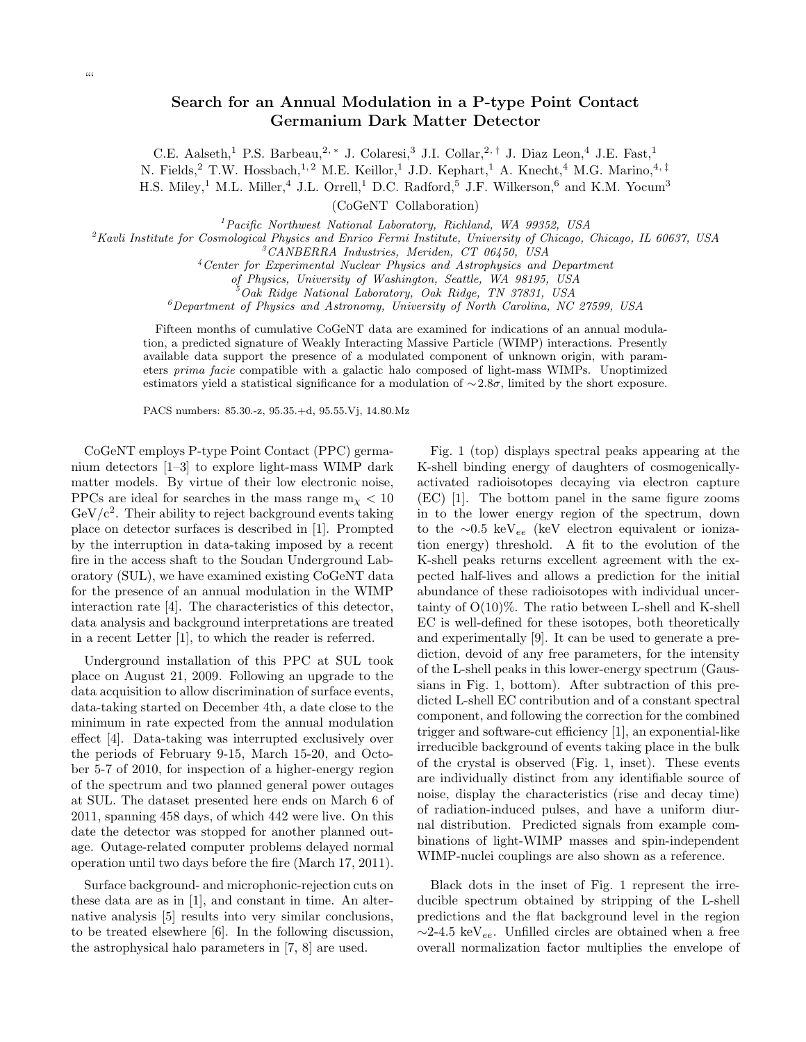# Search for an Annual Modulation in a P-type Point Contact Germanium Dark Matter Detector

C.E. Aalseth,[1] P.S. Barbeau,[2,*] J. Colaresi,[3] J.I. Collar,[2,†] J. Diaz Leon,[4] J.E. Fast,[1] N. Fields,[2] T.W. Hossbach,[1,2] M.E. Keillor,[1] J.D. Kephart,[1] A. Knecht,[4] M.G. Marino,[4,‡] H.S. Miley,[1] M.L. Miller,[4] J.L. Orrell,[1] D.C. Radford,[5] J.F. Wilkerson,[6] and K.M. Yocum[3]

(CoGeNT Collaboration)

[1] *Pacific Northwest National Laboratory, Richland, WA 99352, USA*
[2] *Kavli Institute for Cosmological Physics and Enrico Fermi Institute, University of Chicago, Chicago, IL 60637, USA*
[3] *CANBERRA Industries, Meriden, CT 06450, USA*
[4] *Center for Experimental Nuclear Physics and Astrophysics and Department of Physics, University of Washington, Seattle, WA 98195, USA*
[5] *Oak Ridge National Laboratory, Oak Ridge, TN 37831, USA*
[6] *Department of Physics and Astronomy, University of North Carolina, NC 27599, USA*

Fifteen months of cumulative CoGeNT data are examined for indications of an annual modulation, a predicted signature of Weakly Interacting Massive Particle (WIMP) interactions. Presently available data support the presence of a modulated component of unknown origin, with parameters *prima facie* compatible with a galactic halo composed of light-mass WIMPs. Unoptimized estimators yield a statistical significance for a modulation of $\sim$2.8$\sigma$, limited by the short exposure.

PACS numbers: 85.30.-z, 95.35.+d, 95.55.Vj, 14.80.Mz

CoGeNT employs P-type Point Contact (PPC) germanium detectors [1–3] to explore light-mass WIMP dark matter models. By virtue of their low electronic noise, PPCs are ideal for searches in the mass range $m_\chi < 10$ GeV/c$^2$. Their ability to reject background events taking place on detector surfaces is described in [1]. Prompted by the interruption in data-taking imposed by a recent fire in the access shaft to the Soudan Underground Laboratory (SUL), we have examined existing CoGeNT data for the presence of an annual modulation in the WIMP interaction rate [4]. The characteristics of this detector, data analysis and background interpretations are treated in a recent Letter [1], to which the reader is referred.

Underground installation of this PPC at SUL took place on August 21, 2009. Following an upgrade to the data acquisition to allow discrimination of surface events, data-taking started on December 4th, a date close to the minimum in rate expected from the annual modulation effect [4]. Data-taking was interrupted exclusively over the periods of February 9-15, March 15-20, and October 5-7 of 2010, for inspection of a higher-energy region of the spectrum and two planned general power outages at SUL. The dataset presented here ends on March 6 of 2011, spanning 458 days, of which 442 were live. On this date the detector was stopped for another planned outage. Outage-related computer problems delayed normal operation until two days before the fire (March 17, 2011).

Surface background- and microphonic-rejection cuts on these data are as in [1], and constant in time. An alternative analysis [5] results into very similar conclusions, to be treated elsewhere [6]. In the following discussion, the astrophysical halo parameters in [7, 8] are used.

Fig. 1 (top) displays spectral peaks appearing at the K-shell binding energy of daughters of cosmogenically-activated radioisotopes decaying via electron capture (EC) [1]. The bottom panel in the same figure zooms in to the lower energy region of the spectrum, down to the $\sim$0.5 keV$_{ee}$ (keV electron equivalent or ionization energy) threshold. A fit to the evolution of the K-shell peaks returns excellent agreement with the expected half-lives and allows a prediction for the initial abundance of these radioisotopes with individual uncertainty of O(10)%. The ratio between L-shell and K-shell EC is well-defined for these isotopes, both theoretically and experimentally [9]. It can be used to generate a prediction, devoid of any free parameters, for the intensity of the L-shell peaks in this lower-energy spectrum (Gaussians in Fig. 1, bottom). After subtraction of this predicted L-shell EC contribution and of a constant spectral component, and following the correction for the combined trigger and software-cut efficiency [1], an exponential-like irreducible background of events taking place in the bulk of the crystal is observed (Fig. 1, inset). These events are individually distinct from any identifiable source of noise, display the characteristics (rise and decay time) of radiation-induced pulses, and have a uniform diurnal distribution. Predicted signals from example combinations of light-WIMP masses and spin-independent WIMP-nuclei couplings are also shown as a reference.

Black dots in the inset of Fig. 1 represent the irreducible spectrum obtained by stripping of the L-shell predictions and the flat background level in the region $\sim$2-4.5 keV$_{ee}$. Unfilled circles are obtained when a free overall normalization factor multiplies the envelope of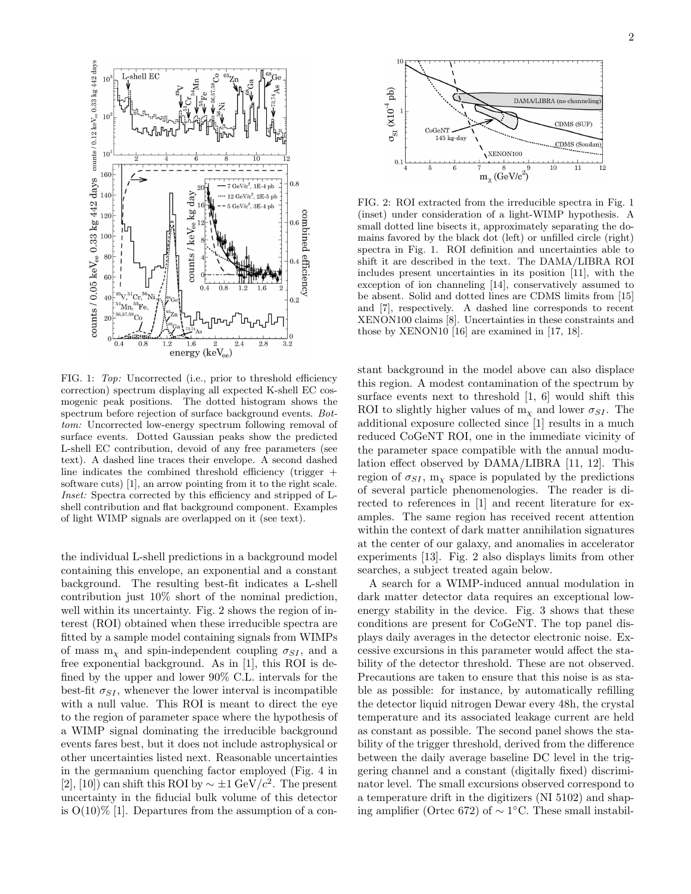FIG. 1: *Top:* Uncorrected (i.e., prior to threshold efficiency correction) spectrum displaying all expected K-shell EC cosmogenic peak positions. The dotted histogram shows the spectrum before rejection of surface background events. *Bottom:* Uncorrected low-energy spectrum following removal of surface events. Dotted Gaussian peaks show the predicted L-shell EC contribution, devoid of any free parameters (see text). A dashed line traces their envelope. A second dashed line indicates the combined threshold efficiency (trigger + software cuts) [1], an arrow pointing from it to the right scale. *Inset:* Spectra corrected by this efficiency and stripped of L-shell contribution and flat background component. Examples of light WIMP signals are overlapped on it (see text).

the individual L-shell predictions in a background model containing this envelope, an exponential and a constant background. The resulting best-fit indicates a L-shell contribution just 10% short of the nominal prediction, well within its uncertainty. Fig. 2 shows the region of interest (ROI) obtained when these irreducible spectra are fitted by a sample model containing signals from WIMPs of mass $m_\chi$ and spin-independent coupling $\sigma_{SI}$, and a free exponential background. As in [1], this ROI is defined by the upper and lower 90% C.L. intervals for the best-fit $\sigma_{SI}$, whenever the lower interval is incompatible with a null value. This ROI is meant to direct the eye to the region of parameter space where the hypothesis of a WIMP signal dominating the irreducible background events fares best, but it does not include astrophysical or other uncertainties listed next. Reasonable uncertainties in the germanium quenching factor employed (Fig. 4 in [2], [10]) can shift this ROI by $\sim \pm 1$ GeV/$c^2$. The present uncertainty in the fiducial bulk volume of this detector is O(10)% [1]. Departures from the assumption of a constant background in the model above can also displace this region. A modest contamination of the spectrum by surface events next to threshold [1, 6] would shift this ROI to slightly higher values of $m_\chi$ and lower $\sigma_{SI}$. The additional exposure collected since [1] results in a much reduced CoGeNT ROI, one in the immediate vicinity of the parameter space compatible with the annual modulation effect observed by DAMA/LIBRA [11, 12]. This region of $\sigma_{SI}$, $m_\chi$ space is populated by the predictions of several particle phenomenologies. The reader is directed to references in [1] and recent literature for examples. The same region has received recent attention within the context of dark matter annihilation signatures at the center of our galaxy, and anomalies in accelerator experiments [13]. Fig. 2 also displays limits from other searches, a subject treated again below.

FIG. 2: ROI extracted from the irreducible spectra in Fig. 1 (inset) under consideration of a light-WIMP hypothesis. A small dotted line bisects it, approximately separating the domains favored by the black dot (left) or unfilled circle (right) spectra in Fig. 1. ROI definition and uncertainties able to shift it are described in the text. The DAMA/LIBRA ROI includes present uncertainties in its position [11], with the exception of ion channeling [14], conservatively assumed to be absent. Solid and dotted lines are CDMS limits from [15] and [7], respectively. A dashed line corresponds to recent XENON100 claims [8]. Uncertainties in these constraints and those by XENON10 [16] are examined in [17, 18].

A search for a WIMP-induced annual modulation in dark matter detector data requires an exceptional low-energy stability in the device. Fig. 3 shows that these conditions are present for CoGeNT. The top panel displays daily averages in the detector electronic noise. Excessive excursions in this parameter would affect the stability of the detector threshold. These are not observed. Precautions are taken to ensure that this noise is as stable as possible: for instance, by automatically refilling the detector liquid nitrogen Dewar every 48h, the crystal temperature and its associated leakage current are held as constant as possible. The second panel shows the stability of the trigger threshold, derived from the difference between the daily average baseline DC level in the triggering channel and a constant (digitally fixed) discriminator level. The small excursions observed correspond to a temperature drift in the digitizers (NI 5102) and shaping amplifier (Ortec 672) of $\sim 1^\circ$C. These small instabil-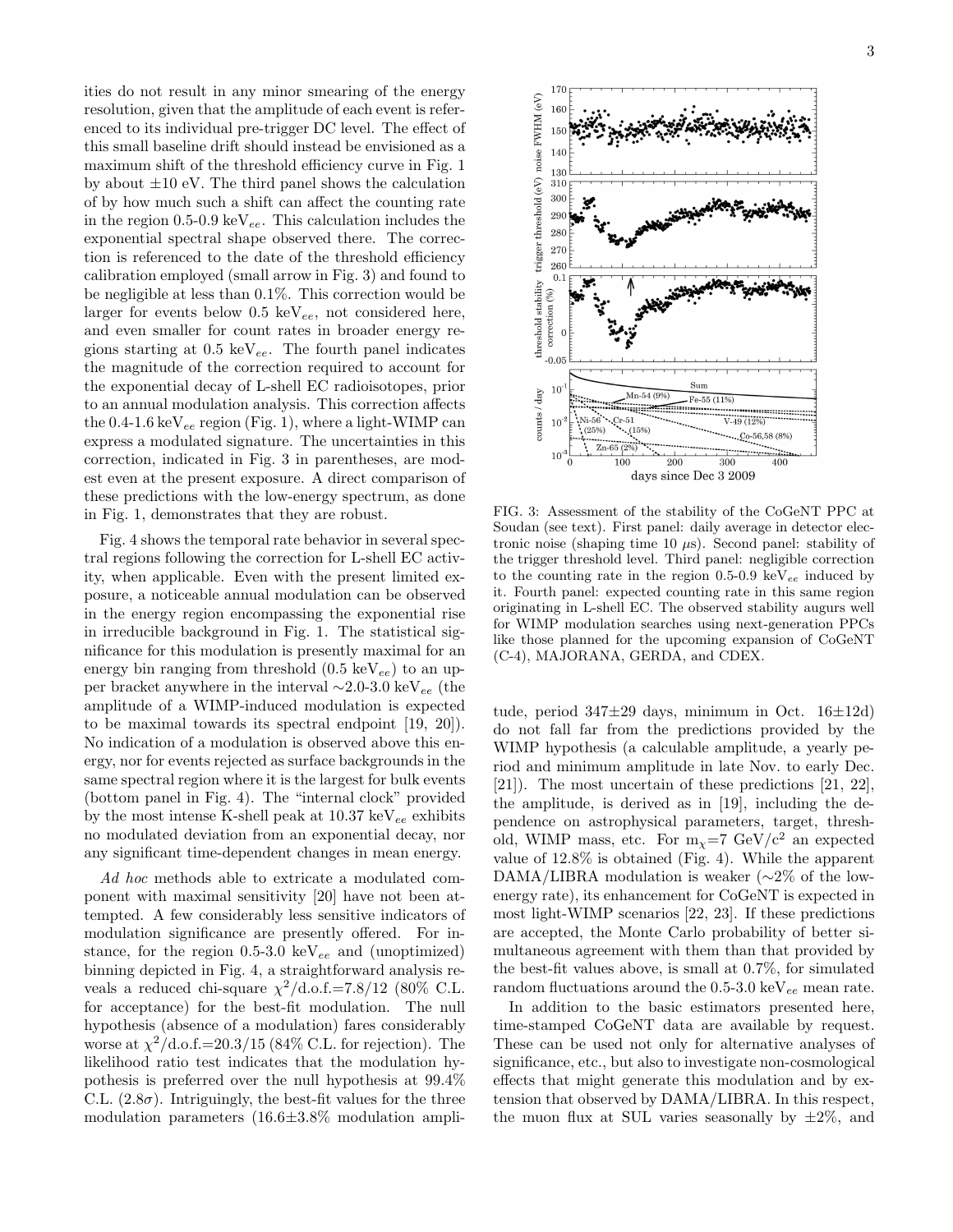ities do not result in any minor smearing of the energy resolution, given that the amplitude of each event is referenced to its individual pre-trigger DC level. The effect of this small baseline drift should instead be envisioned as a maximum shift of the threshold efficiency curve in Fig. 1 by about ±10 eV. The third panel shows the calculation of by how much such a shift can affect the counting rate in the region 0.5-0.9 keV$_{ee}$. This calculation includes the exponential spectral shape observed there. The correction is referenced to the date of the threshold efficiency calibration employed (small arrow in Fig. 3) and found to be negligible at less than 0.1%. This correction would be larger for events below 0.5 keV$_{ee}$, not considered here, and even smaller for count rates in broader energy regions starting at 0.5 keV$_{ee}$. The fourth panel indicates the magnitude of the correction required to account for the exponential decay of L-shell EC radioisotopes, prior to an annual modulation analysis. This correction affects the 0.4-1.6 keV$_{ee}$ region (Fig. 1), where a light-WIMP can express a modulated signature. The uncertainties in this correction, indicated in Fig. 3 in parentheses, are modest even at the present exposure. A direct comparison of these predictions with the low-energy spectrum, as done in Fig. 1, demonstrates that they are robust.

FIG. 3: Assessment of the stability of the CoGeNT PPC at Soudan (see text). First panel: daily average in detector electronic noise (shaping time 10 $\mu$s). Second panel: stability of the trigger threshold level. Third panel: negligible correction to the counting rate in the region 0.5-0.9 keV$_{ee}$ induced by it. Fourth panel: expected counting rate in this same region originating in L-shell EC. The observed stability augurs well for WIMP modulation searches using next-generation PPCs like those planned for the upcoming expansion of CoGeNT (C-4), MAJORANA, GERDA, and CDEX.

Fig. 4 shows the temporal rate behavior in several spectral regions following the correction for L-shell EC activity, when applicable. Even with the present limited exposure, a noticeable annual modulation can be observed in the energy region encompassing the exponential rise in irreducible background in Fig. 1. The statistical significance for this modulation is presently maximal for an energy bin ranging from threshold (0.5 keV$_{ee}$) to an upper bracket anywhere in the interval ~2.0-3.0 keV$_{ee}$ (the amplitude of a WIMP-induced modulation is expected to be maximal towards its spectral endpoint [19, 20]). No indication of a modulation is observed above this energy, nor for events rejected as surface backgrounds in the same spectral region where it is the largest for bulk events (bottom panel in Fig. 4). The "internal clock" provided by the most intense K-shell peak at 10.37 keV$_{ee}$ exhibits no modulated deviation from an exponential decay, nor any significant time-dependent changes in mean energy.

*Ad hoc* methods able to extricate a modulated component with maximal sensitivity [20] have not been attempted. A few considerably less sensitive indicators of modulation significance are presently offered. For instance, for the region 0.5-3.0 keV$_{ee}$ and (unoptimized) binning depicted in Fig. 4, a straightforward analysis reveals a reduced chi-square $\chi^2$/d.o.f.=7.8/12 (80% C.L. for acceptance) for the best-fit modulation. The null hypothesis (absence of a modulation) fares considerably worse at $\chi^2$/d.o.f.=20.3/15 (84% C.L. for rejection). The likelihood ratio test indicates that the modulation hypothesis is preferred over the null hypothesis at 99.4% C.L. (2.8$\sigma$). Intriguingly, the best-fit values for the three modulation parameters (16.6±3.8% modulation amplitude, period 347±29 days, minimum in Oct. 16±12d) do not fall far from the predictions provided by the WIMP hypothesis (a calculable amplitude, a yearly period and minimum amplitude in late Nov. to early Dec. [21]). The most uncertain of these predictions [21, 22], the amplitude, is derived as in [19], including the dependence on astrophysical parameters, target, threshold, WIMP mass, etc. For $m_\chi$=7 GeV/c$^2$ an expected value of 12.8% is obtained (Fig. 4). While the apparent DAMA/LIBRA modulation is weaker (~2% of the low-energy rate), its enhancement for CoGeNT is expected in most light-WIMP scenarios [22, 23]. If these predictions are accepted, the Monte Carlo probability of better simultaneous agreement with them than that provided by the best-fit values above, is small at 0.7%, for simulated random fluctuations around the 0.5-3.0 keV$_{ee}$ mean rate.

In addition to the basic estimators presented here, time-stamped CoGeNT data are available by request. These can be used not only for alternative analyses of significance, etc., but also to investigate non-cosmological effects that might generate this modulation and by extension that observed by DAMA/LIBRA. In this respect, the muon flux at SUL varies seasonally by ±2%, and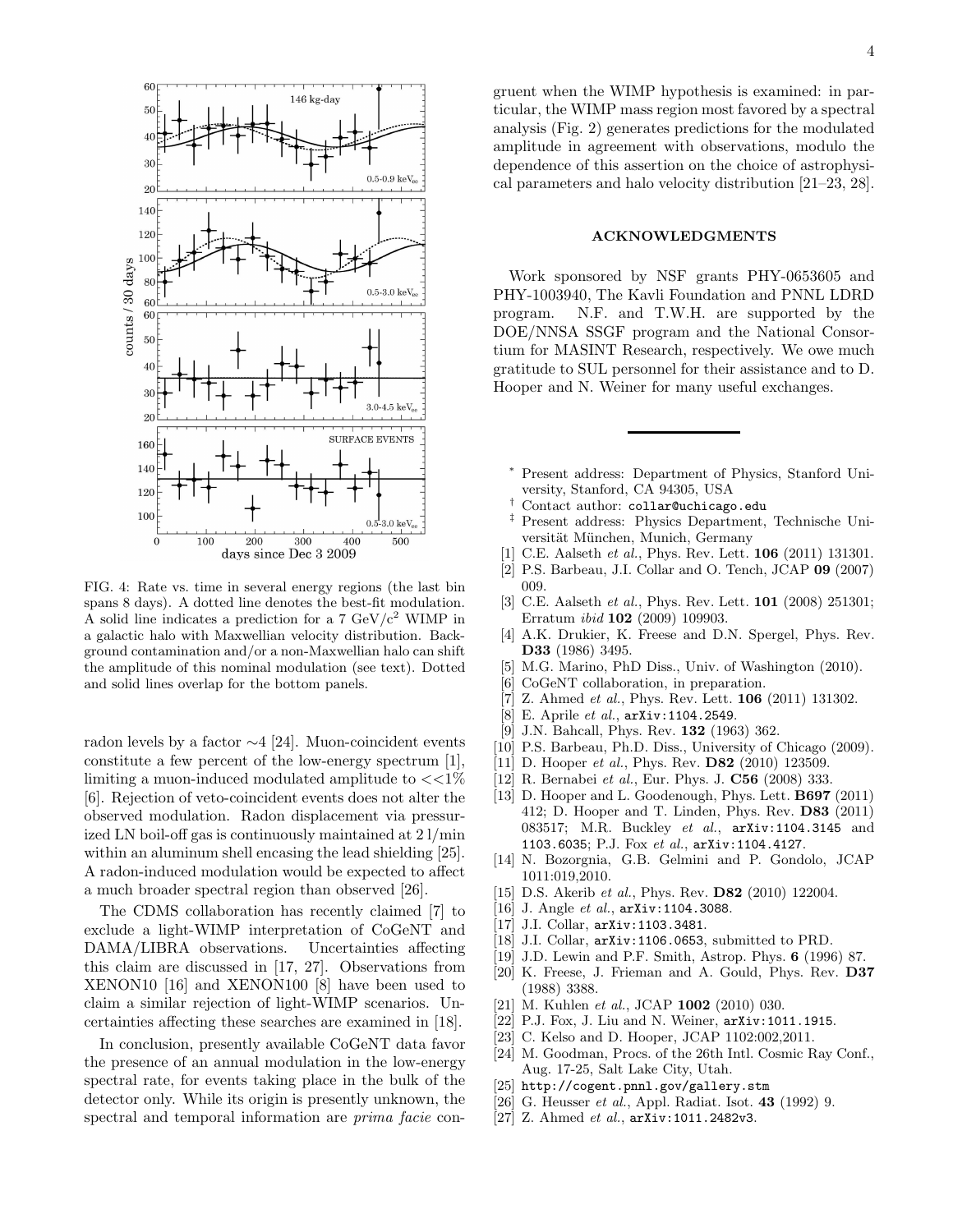FIG. 4: Rate vs. time in several energy regions (the last bin spans 8 days). A dotted line denotes the best-fit modulation. A solid line indicates a prediction for a 7 GeV/$c^2$ WIMP in a galactic halo with Maxwellian velocity distribution. Background contamination and/or a non-Maxwellian halo can shift the amplitude of this nominal modulation (see text). Dotted and solid lines overlap for the bottom panels.

radon levels by a factor ∼4 [24]. Muon-coincident events constitute a few percent of the low-energy spectrum [1], limiting a muon-induced modulated amplitude to <<1% [6]. Rejection of veto-coincident events does not alter the observed modulation. Radon displacement via pressurized LN boil-off gas is continuously maintained at 2 l/min within an aluminum shell encasing the lead shielding [25]. A radon-induced modulation would be expected to affect a much broader spectral region than observed [26].

The CDMS collaboration has recently claimed [7] to exclude a light-WIMP interpretation of CoGeNT and DAMA/LIBRA observations. Uncertainties affecting this claim are discussed in [17, 27]. Observations from XENON10 [16] and XENON100 [8] have been used to claim a similar rejection of light-WIMP scenarios. Uncertainties affecting these searches are examined in [18].

In conclusion, presently available CoGeNT data favor the presence of an annual modulation in the low-energy spectral rate, for events taking place in the bulk of the detector only. While its origin is presently unknown, the spectral and temporal information are *prima facie* congruent when the WIMP hypothesis is examined: in particular, the WIMP mass region most favored by a spectral analysis (Fig. 2) generates predictions for the modulated amplitude in agreement with observations, modulo the dependence of this assertion on the choice of astrophysical parameters and halo velocity distribution [21–23, 28].

## ACKNOWLEDGMENTS

Work sponsored by NSF grants PHY-0653605 and PHY-1003940, The Kavli Foundation and PNNL LDRD program. N.F. and T.W.H. are supported by the DOE/NNSA SSGF program and the National Consortium for MASINT Research, respectively. We owe much gratitude to SUL personnel for their assistance and to D. Hooper and N. Weiner for many useful exchanges.

---

[*] Present address: Department of Physics, Stanford University, Stanford, CA 94305, USA

[†] Contact author: collar@uchicago.edu

[‡] Present address: Physics Department, Technische Universität München, Munich, Germany

[1] C.E. Aalseth *et al.*, Phys. Rev. Lett. **106** (2011) 131301.

[2] P.S. Barbeau, J.I. Collar and O. Tench, JCAP **09** (2007) 009.

[3] C.E. Aalseth *et al.*, Phys. Rev. Lett. **101** (2008) 251301; Erratum *ibid* **102** (2009) 109903.

[4] A.K. Drukier, K. Freese and D.N. Spergel, Phys. Rev. **D33** (1986) 3495.

[5] M.G. Marino, PhD Diss., Univ. of Washington (2010).

[6] CoGeNT collaboration, in preparation.

[7] Z. Ahmed *et al.*, Phys. Rev. Lett. **106** (2011) 131302.

[8] E. Aprile *et al.*, arXiv:1104.2549.

[9] J.N. Bahcall, Phys. Rev. **132** (1963) 362.

[10] P.S. Barbeau, Ph.D. Diss., University of Chicago (2009).

[11] D. Hooper *et al.*, Phys. Rev. **D82** (2010) 123509.

[12] R. Bernabei *et al.*, Eur. Phys. J. **C56** (2008) 333.

[13] D. Hooper and L. Goodenough, Phys. Lett. **B697** (2011) 412; D. Hooper and T. Linden, Phys. Rev. **D83** (2011) 083517; M.R. Buckley *et al.*, arXiv:1104.3145 and 1103.6035; P.J. Fox *et al.*, arXiv:1104.4127.

[14] N. Bozorgnia, G.B. Gelmini and P. Gondolo, JCAP 1011:019,2010.

[15] D.S. Akerib *et al.*, Phys. Rev. **D82** (2010) 122004.

[16] J. Angle *et al.*, arXiv:1104.3088.

[17] J.I. Collar, arXiv:1103.3481.

[18] J.I. Collar, arXiv:1106.0653, submitted to PRD.

[19] J.D. Lewin and P.F. Smith, Astrop. Phys. **6** (1996) 87.

[20] K. Freese, J. Frieman and A. Gould, Phys. Rev. **D37** (1988) 3388.

[21] M. Kuhlen *et al.*, JCAP **1002** (2010) 030.

[22] P.J. Fox, J. Liu and N. Weiner, arXiv:1011.1915.

[23] C. Kelso and D. Hooper, JCAP 1102:002,2011.

[24] M. Goodman, Procs. of the 26th Intl. Cosmic Ray Conf., Aug. 17-25, Salt Lake City, Utah.

[25] http://cogent.pnnl.gov/gallery.stm

[26] G. Heusser *et al.*, Appl. Radiat. Isot. **43** (1992) 9.

[27] Z. Ahmed *et al.*, arXiv:1011.2482v3.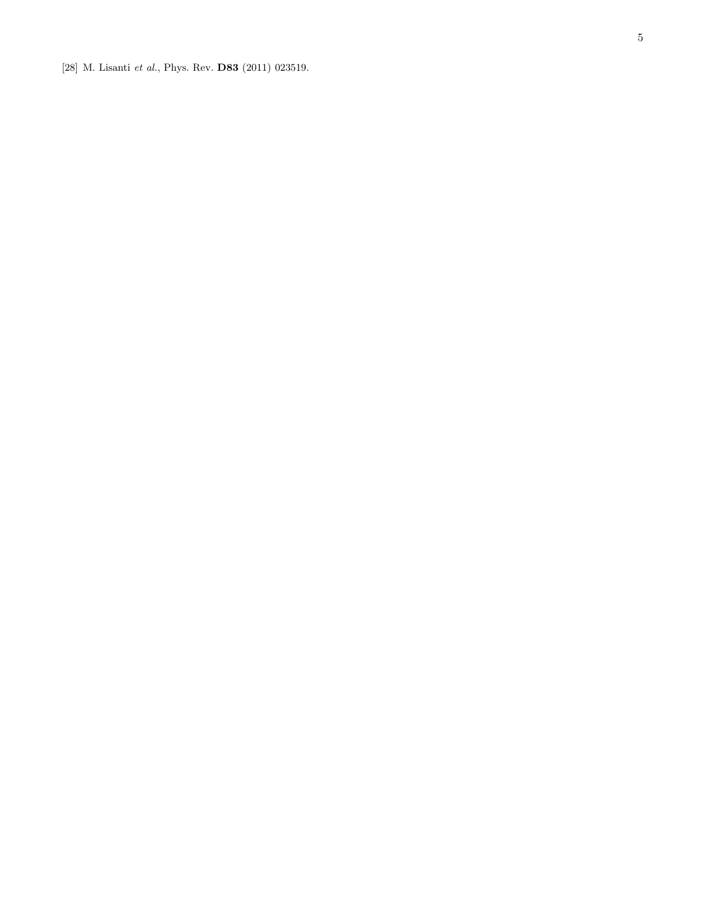[28] M. Lisanti *et al.*, Phys. Rev. **D83** (2011) 023519.